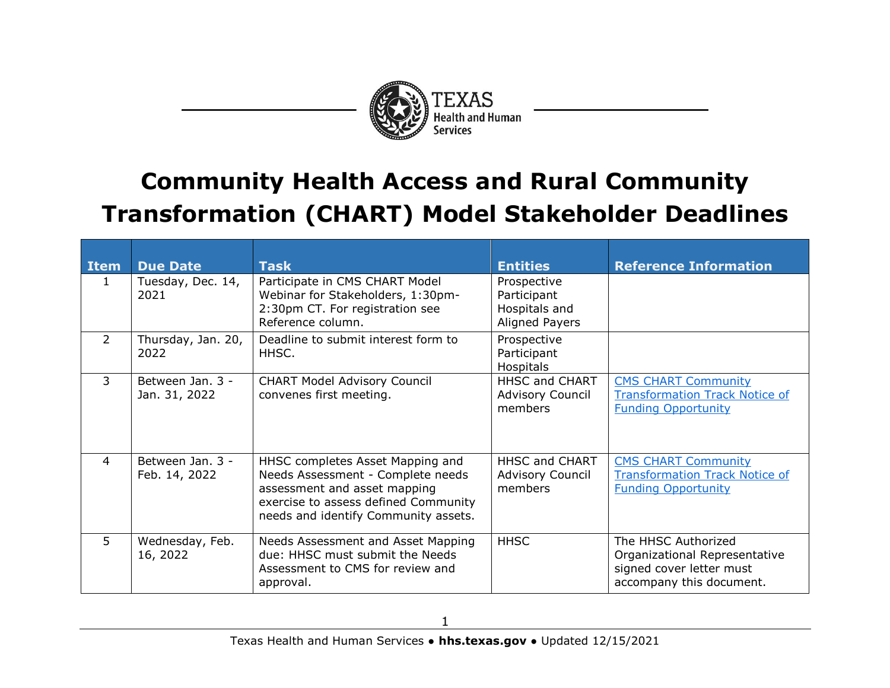# Community Health Access and Rural Community Transformation (CHART) Model Stakeholder Deadlines

| Item | Due Date | Task | Entities | Reference Information |
| --- | --- | --- | --- | --- |
| 1 | Tuesday, Dec. 14, 2021 | Participate in CMS CHART Model Webinar for Stakeholders, 1:30pm-2:30pm CT. For registration see Reference column. | Prospective Participant Hospitals and Aligned Payers | |
| 2 | Thursday, Jan. 20, 2022 | Deadline to submit interest form to HHSC. | Prospective Participant Hospitals | |
| 3 | Between Jan. 3 - Jan. 31, 2022 | CHART Model Advisory Council convenes first meeting. | HHSC and CHART Advisory Council members | CMS CHART Community Transformation Track Notice of Funding Opportunity |
| 4 | Between Jan. 3 - Feb. 14, 2022 | HHSC completes Asset Mapping and Needs Assessment - Complete needs assessment and asset mapping exercise to assess defined Community needs and identify Community assets. | HHSC and CHART Advisory Council members | CMS CHART Community Transformation Track Notice of Funding Opportunity |
| 5 | Wednesday, Feb. 16, 2022 | Needs Assessment and Asset Mapping due: HHSC must submit the Needs Assessment to CMS for review and approval. | HHSC | The HHSC Authorized Organizational Representative signed cover letter must accompany this document. |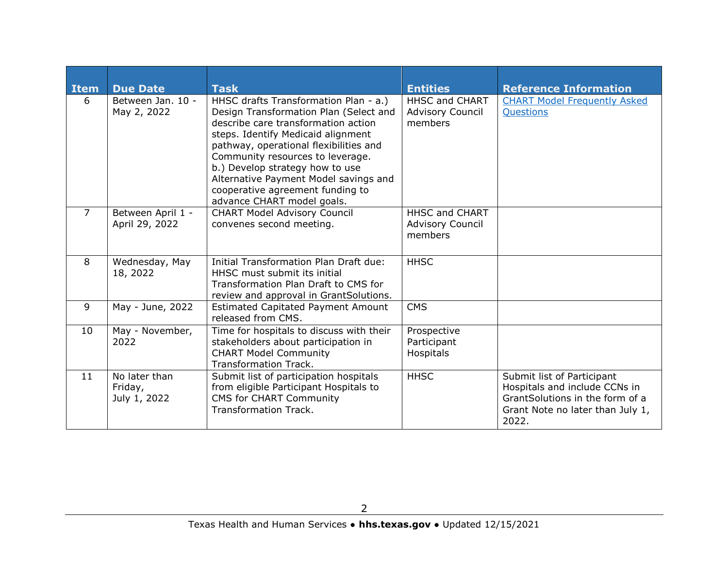| Item | Due Date | Task | Entities | Reference Information |
| --- | --- | --- | --- | --- |
| 6 | Between Jan. 10 - May 2, 2022 | HHSC drafts Transformation Plan - a.) Design Transformation Plan (Select and describe care transformation action steps. Identify Medicaid alignment pathway, operational flexibilities and Community resources to leverage. b.) Develop strategy how to use Alternative Payment Model savings and cooperative agreement funding to advance CHART model goals. | HHSC and CHART Advisory Council members | [CHART Model Frequently Asked Questions]() |
| 7 | Between April 1 - April 29, 2022 | CHART Model Advisory Council convenes second meeting. | HHSC and CHART Advisory Council members | |
| 8 | Wednesday, May 18, 2022 | Initial Transformation Plan Draft due: HHSC must submit its initial Transformation Plan Draft to CMS for review and approval in GrantSolutions. | HHSC | |
| 9 | May - June, 2022 | Estimated Capitated Payment Amount released from CMS. | CMS | |
| 10 | May - November, 2022 | Time for hospitals to discuss with their stakeholders about participation in CHART Model Community Transformation Track. | Prospective Participant Hospitals | |
| 11 | No later than Friday, July 1, 2022 | Submit list of participation hospitals from eligible Participant Hospitals to CMS for CHART Community Transformation Track. | HHSC | Submit list of Participant Hospitals and include CCNs in GrantSolutions in the form of a Grant Note no later than July 1, 2022. |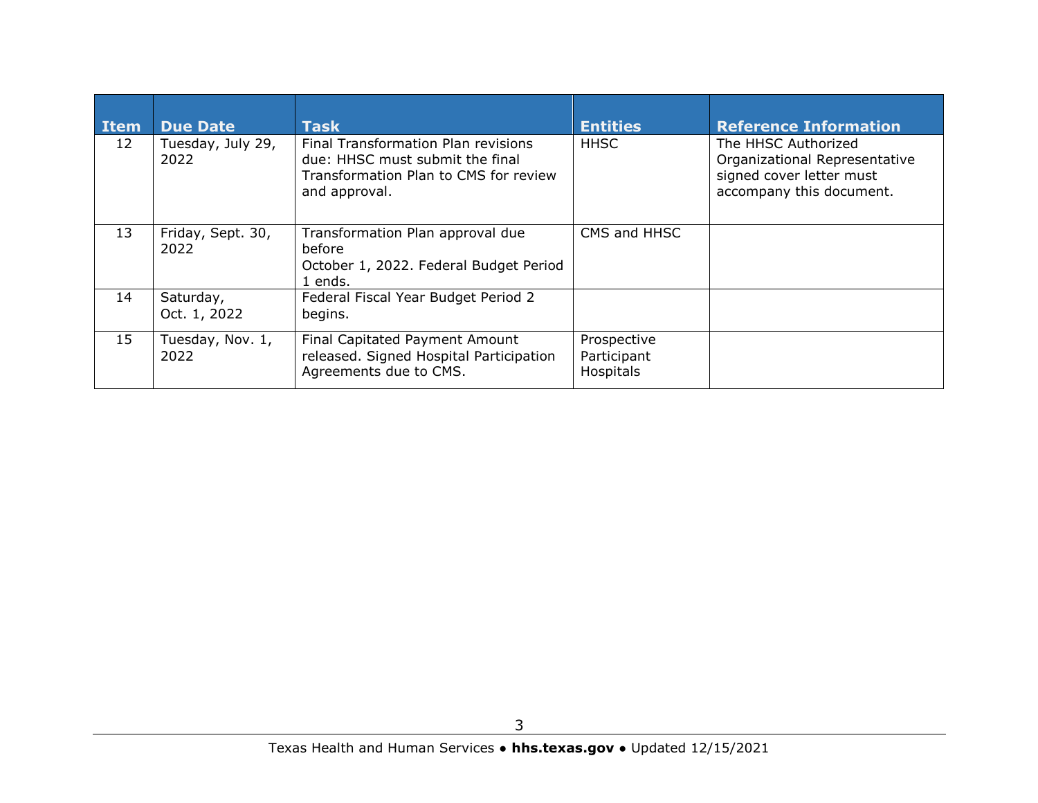| Item | Due Date | Task | Entities | Reference Information |
|---|---|---|---|---|
| 12 | Tuesday, July 29, 2022 | Final Transformation Plan revisions due: HHSC must submit the final Transformation Plan to CMS for review and approval. | HHSC | The HHSC Authorized Organizational Representative signed cover letter must accompany this document. |
| 13 | Friday, Sept. 30, 2022 | Transformation Plan approval due before October 1, 2022. Federal Budget Period 1 ends. | CMS and HHSC | |
| 14 | Saturday, Oct. 1, 2022 | Federal Fiscal Year Budget Period 2 begins. | | |
| 15 | Tuesday, Nov. 1, 2022 | Final Capitated Payment Amount released. Signed Hospital Participation Agreements due to CMS. | Prospective Participant Hospitals | |